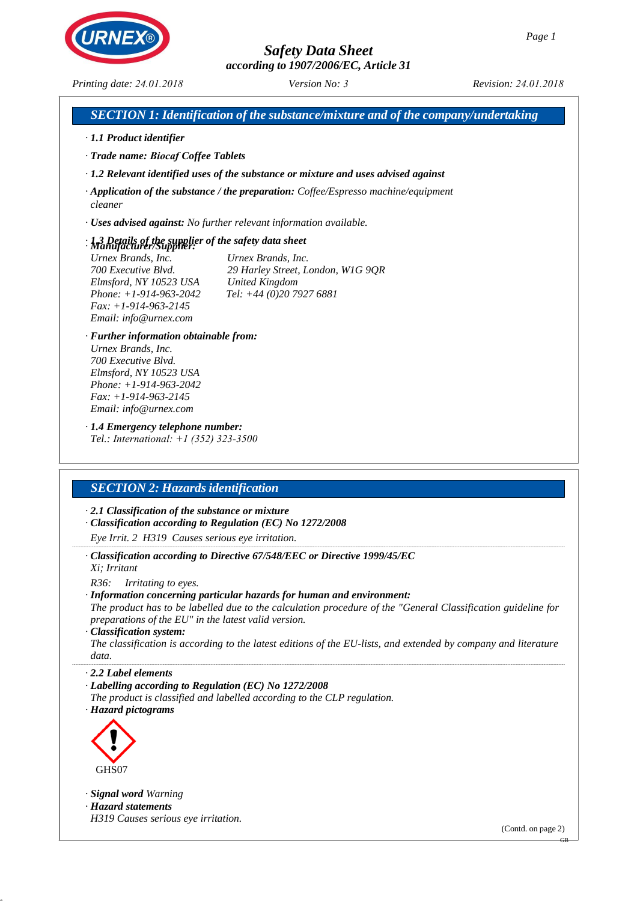# Safety Data Sheet
according to 1907/2006/EC, Article 31

Printing date: 24.01.2018 | Version No: 3 | Revision: 24.01.2018

## SECTION 1: Identification of the substance/mixture and of the company/undertaking

· **1.1 Product identifier**

· **Trade name: *Biocaf* Coffee Tablets**

· **1.2 Relevant identified uses of the substance or mixture and uses advised against**

· **Application of the substance / the preparation:** Coffee/Espresso machine/equipment cleaner

· **Uses advised against:** No further relevant information available.

· **1.3 Details of the supplier of the safety data sheet**

· **Manufacturer/Supplier:**

Urnex Brands, Inc.
700 Executive Blvd.
Elmsford, NY 10523 USA
Phone: +1-914-963-2042
Fax: +1-914-963-2145
Email: info@urnex.com

Urnex Brands, Inc.
29 Harley Street, London, W1G 9QR
United Kingdom
Tel: +44 (0)20 7927 6881

· **Further information obtainable from:**
Urnex Brands, Inc.
700 Executive Blvd.
Elmsford, NY 10523 USA
Phone: +1-914-963-2042
Fax: +1-914-963-2145
Email: info@urnex.com

· **1.4 Emergency telephone number:**
Tel.: International: +1 (352) 323-3500

## SECTION 2: Hazards identification

· **2.1 Classification of the substance or mixture**
· **Classification according to Regulation (EC) No 1272/2008**

Eye Irrit. 2 H319 Causes serious eye irritation.

· **Classification according to Directive 67/548/EEC or Directive 1999/45/EC**
Xi; Irritant

R36: Irritating to eyes.

· **Information concerning particular hazards for human and environment:**
The product has to be labelled due to the calculation procedure of the "General Classification guideline for preparations of the EU" in the latest valid version.

· **Classification system:**
The classification is according to the latest editions of the EU-lists, and extended by company and literature data.

· **2.2 Label elements**
· **Labelling according to Regulation (EC) No 1272/2008**
The product is classified and labelled according to the CLP regulation.
· **Hazard pictograms**

GHS07

· **Signal word** Warning
· **Hazard statements**
H319 Causes serious eye irritation.

(Contd. on page 2)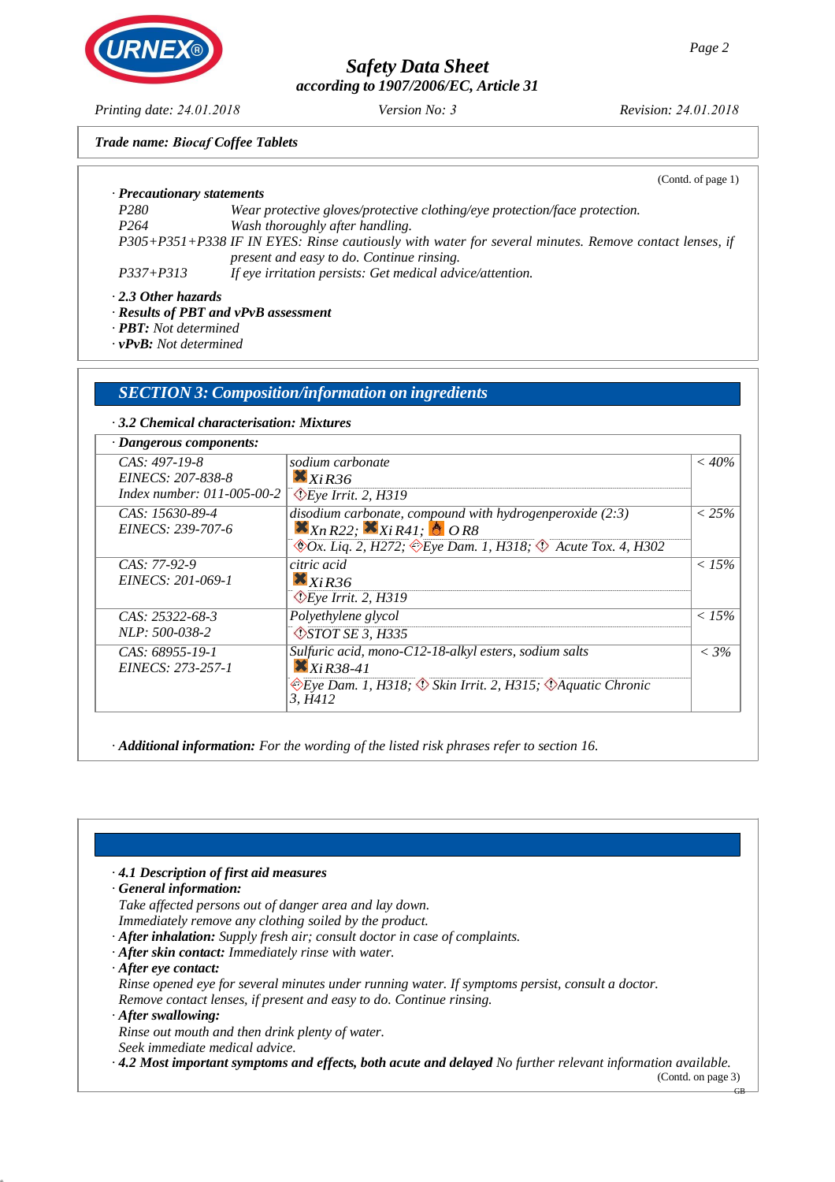**Trade name: Biocaf Coffee Tablets**

(Contd. of page 1)

· **Precautionary statements**

| | |
|---|---|
| P280 | Wear protective gloves/protective clothing/eye protection/face protection. |
| P264 | Wash thoroughly after handling. |
| P305+P351+P338 | IF IN EYES: Rinse cautiously with water for several minutes. Remove contact lenses, if present and easy to do. Continue rinsing. |
| P337+P313 | If eye irritation persists: Get medical advice/attention. |

· **2.3 Other hazards**
· **Results of PBT and vPvB assessment**
· **PBT:** Not determined
· **vPvB:** Not determined

## SECTION 3: Composition/information on ingredients

· **3.2 Chemical characterisation: Mixtures**

· **Dangerous components:**

| Identifiers | Component / Classification | Concentration |
|---|---|---|
| CAS: 497-19-8<br>EINECS: 207-838-8<br>Index number: 011-005-00-2 | sodium carbonate<br>Xi R36<br>Eye Irrit. 2, H319 | < 40% |
| CAS: 15630-89-4<br>EINECS: 239-707-6 | disodium carbonate, compound with hydrogenperoxide (2:3)<br>Xn R22; Xi R41; O R8<br>Ox. Liq. 2, H272; Eye Dam. 1, H318; Acute Tox. 4, H302 | < 25% |
| CAS: 77-92-9<br>EINECS: 201-069-1 | citric acid<br>Xi R36<br>Eye Irrit. 2, H319 | < 15% |
| CAS: 25322-68-3<br>NLP: 500-038-2 | Polyethylene glycol<br>STOT SE 3, H335 | < 15% |
| CAS: 68955-19-1<br>EINECS: 273-257-1 | Sulfuric acid, mono-C12-18-alkyl esters, sodium salts<br>Xi R38-41<br>Eye Dam. 1, H318; Skin Irrit. 2, H315; Aquatic Chronic 3, H412 | < 3% |

· **Additional information:** For the wording of the listed risk phrases refer to section 16.

· **4.1 Description of first aid measures**
· **General information:**
Take affected persons out of danger area and lay down.
Immediately remove any clothing soiled by the product.
· **After inhalation:** Supply fresh air; consult doctor in case of complaints.
· **After skin contact:** Immediately rinse with water.
· **After eye contact:**
Rinse opened eye for several minutes under running water. If symptoms persist, consult a doctor.
Remove contact lenses, if present and easy to do. Continue rinsing.
· **After swallowing:**
Rinse out mouth and then drink plenty of water.
Seek immediate medical advice.
· **4.2 Most important symptoms and effects, both acute and delayed** No further relevant information available.

(Contd. on page 3)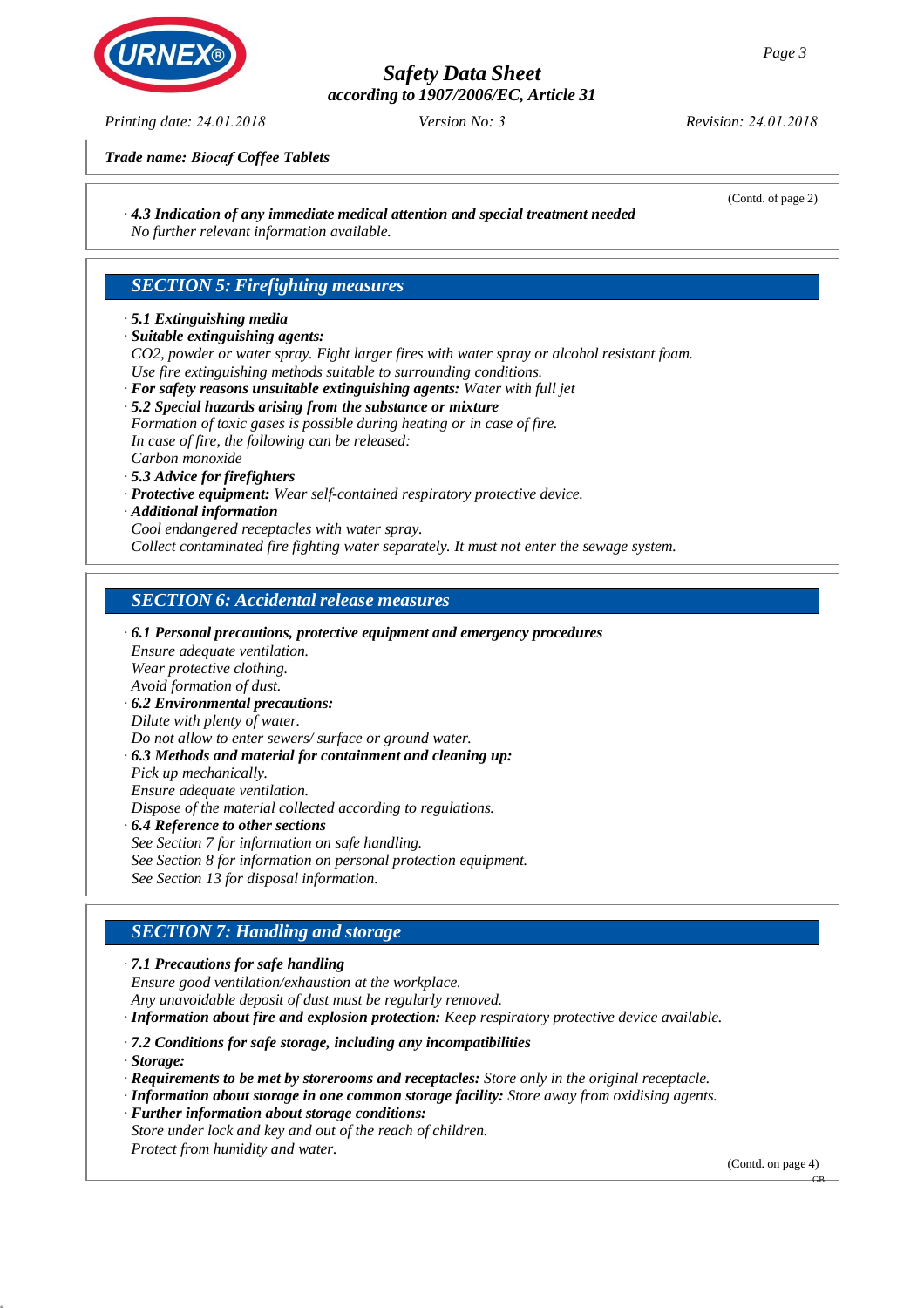*Trade name: **Biocaf Coffee Tablets***

(Contd. of page 2)

· ***4.3 Indication of any immediate medical attention and special treatment needed***
*No further relevant information available.*

## *SECTION 5: Firefighting measures*

· ***5.1 Extinguishing media***
· ***Suitable extinguishing agents:***
*$CO_2$, powder or water spray. Fight larger fires with water spray or alcohol resistant foam.*
*Use fire extinguishing methods suitable to surrounding conditions.*
· ***For safety reasons unsuitable extinguishing agents:*** *Water with full jet*
· ***5.2 Special hazards arising from the substance or mixture***
*Formation of toxic gases is possible during heating or in case of fire.*
*In case of fire, the following can be released:*
*Carbon monoxide*
· ***5.3 Advice for firefighters***
· ***Protective equipment:*** *Wear self-contained respiratory protective device.*
· ***Additional information***
*Cool endangered receptacles with water spray.*
*Collect contaminated fire fighting water separately. It must not enter the sewage system.*

## *SECTION 6: Accidental release measures*

· ***6.1 Personal precautions, protective equipment and emergency procedures***
*Ensure adequate ventilation.*
*Wear protective clothing.*
*Avoid formation of dust.*
· ***6.2 Environmental precautions:***
*Dilute with plenty of water.*
*Do not allow to enter sewers/ surface or ground water.*
· ***6.3 Methods and material for containment and cleaning up:***
*Pick up mechanically.*
*Ensure adequate ventilation.*
*Dispose of the material collected according to regulations.*
· ***6.4 Reference to other sections***
*See Section 7 for information on safe handling.*
*See Section 8 for information on personal protection equipment.*
*See Section 13 for disposal information.*

## *SECTION 7: Handling and storage*

· ***7.1 Precautions for safe handling***
*Ensure good ventilation/exhaustion at the workplace.*
*Any unavoidable deposit of dust must be regularly removed.*
· ***Information about fire and explosion protection:*** *Keep respiratory protective device available.*

· ***7.2 Conditions for safe storage, including any incompatibilities***
· ***Storage:***
· ***Requirements to be met by storerooms and receptacles:*** *Store only in the original receptacle.*
· ***Information about storage in one common storage facility:*** *Store away from oxidising agents.*
· ***Further information about storage conditions:***
*Store under lock and key and out of the reach of children.*
*Protect from humidity and water.*

(Contd. on page 4)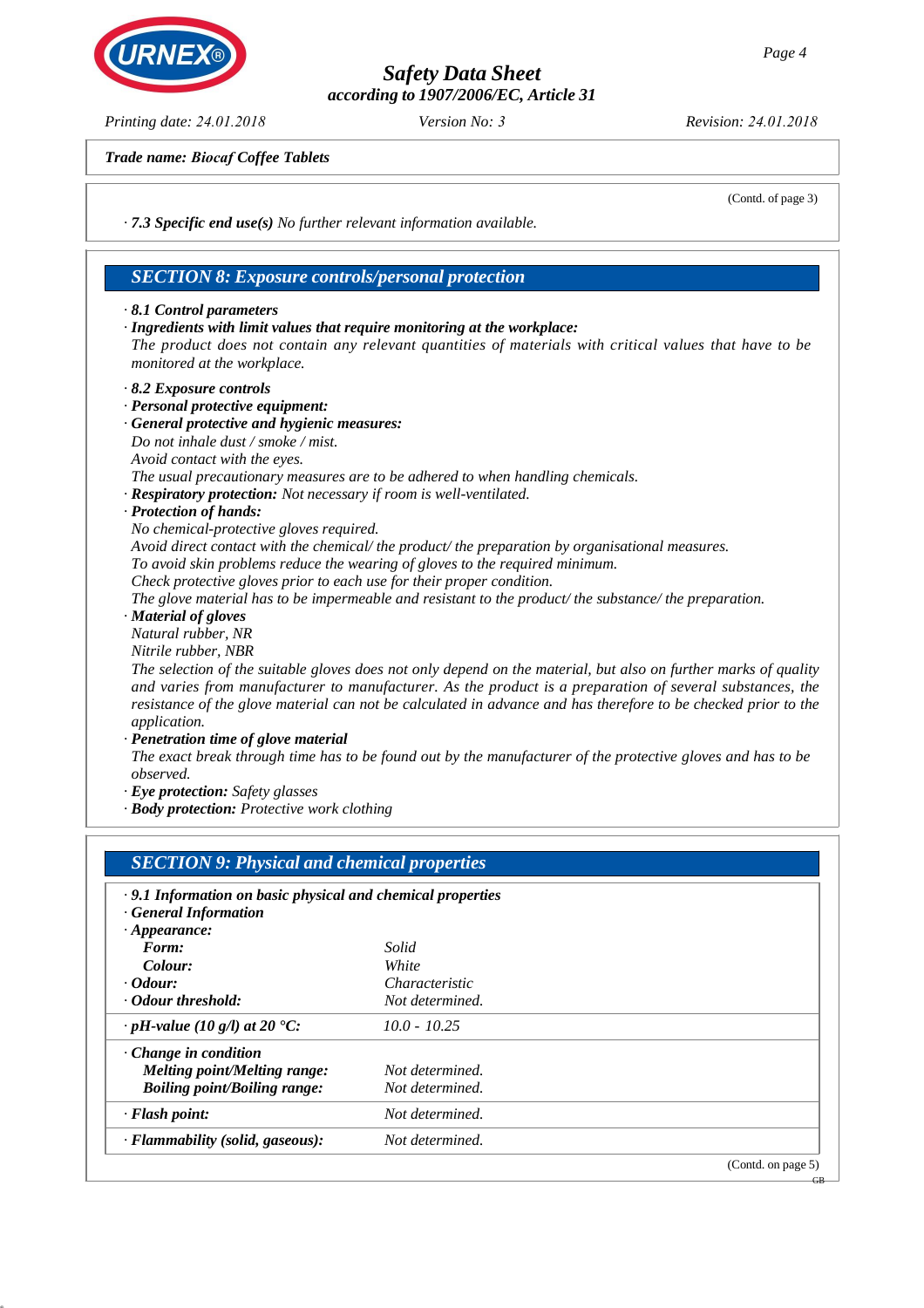**Trade name: Biocaf Coffee Tablets**

(Contd. of page 3)

· **7.3 Specific end use(s)** No further relevant information available.

## SECTION 8: Exposure controls/personal protection

· **8.1 Control parameters**
· **Ingredients with limit values that require monitoring at the workplace:**
The product does not contain any relevant quantities of materials with critical values that have to be monitored at the workplace.

· **8.2 Exposure controls**
· **Personal protective equipment:**
· **General protective and hygienic measures:**
Do not inhale dust / smoke / mist.
Avoid contact with the eyes.
The usual precautionary measures are to be adhered to when handling chemicals.
· **Respiratory protection:** Not necessary if room is well-ventilated.
· **Protection of hands:**
No chemical-protective gloves required.
Avoid direct contact with the chemical/ the product/ the preparation by organisational measures.
To avoid skin problems reduce the wearing of gloves to the required minimum.
Check protective gloves prior to each use for their proper condition.
The glove material has to be impermeable and resistant to the product/ the substance/ the preparation.
· **Material of gloves**
Natural rubber, NR
Nitrile rubber, NBR
The selection of the suitable gloves does not only depend on the material, but also on further marks of quality and varies from manufacturer to manufacturer. As the product is a preparation of several substances, the resistance of the glove material can not be calculated in advance and has therefore to be checked prior to the application.
· **Penetration time of glove material**
The exact break through time has to be found out by the manufacturer of the protective gloves and has to be observed.
· **Eye protection:** Safety glasses
· **Body protection:** Protective work clothing

## SECTION 9: Physical and chemical properties

| · **9.1 Information on basic physical and chemical properties** | |
|---|---|
| · **General Information** | |
| · **Appearance:** | |
| **Form:** | Solid |
| **Colour:** | White |
| · **Odour:** | Characteristic |
| · **Odour threshold:** | Not determined. |
| · **pH-value (10 g/l) at 20 °C:** | 10.0 - 10.25 |
| · **Change in condition** | |
| **Melting point/Melting range:** | Not determined. |
| **Boiling point/Boiling range:** | Not determined. |
| · **Flash point:** | Not determined. |
| · **Flammability (solid, gaseous):** | Not determined. |

(Contd. on page 5)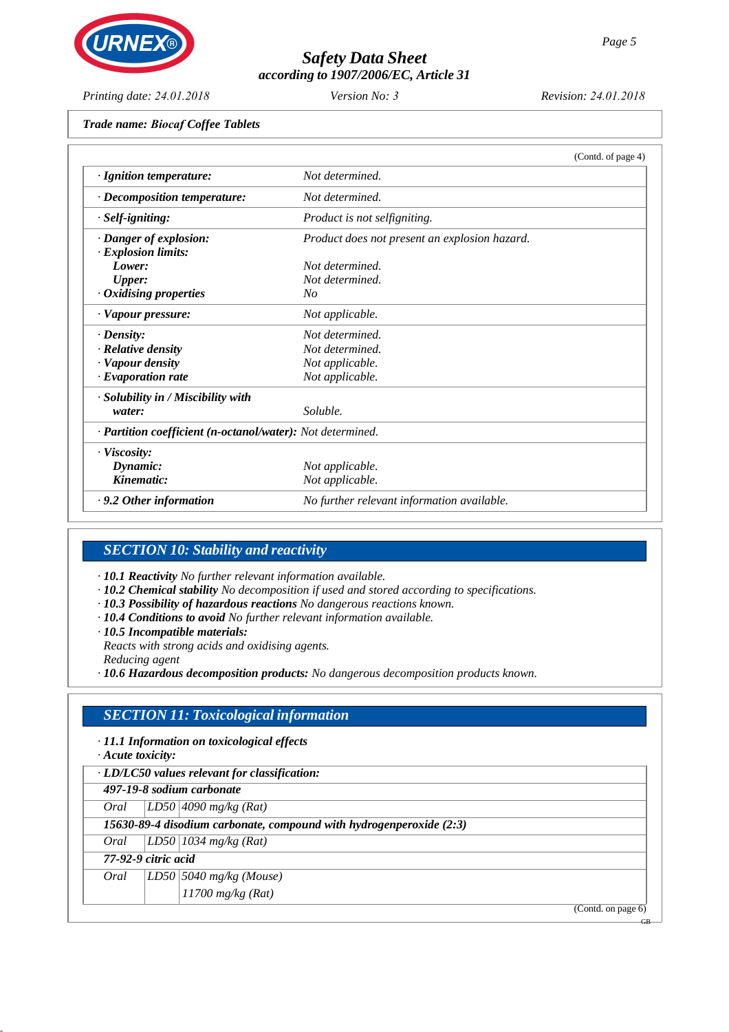Trade name: Biocaf Coffee Tablets

(Contd. of page 4)

| | |
|---|---|
| · **Ignition temperature:** | Not determined. |
| · **Decomposition temperature:** | Not determined. |
| · **Self-igniting:** | Product is not selfigniting. |
| · **Danger of explosion:** | Product does not present an explosion hazard. |
| · **Explosion limits:** | |
| **Lower:** | Not determined. |
| **Upper:** | Not determined. |
| · **Oxidising properties** | No |
| · **Vapour pressure:** | Not applicable. |
| · **Density:** | Not determined. |
| · **Relative density** | Not determined. |
| · **Vapour density** | Not applicable. |
| · **Evaporation rate** | Not applicable. |
| · **Solubility in / Miscibility with water:** | Soluble. |
| · **Partition coefficient (n-octanol/water):** | Not determined. |
| · **Viscosity:** | |
| **Dynamic:** | Not applicable. |
| **Kinematic:** | Not applicable. |
| · **9.2 Other information** | No further relevant information available. |

## SECTION 10: Stability and reactivity

· **10.1 Reactivity** No further relevant information available.
· **10.2 Chemical stability** No decomposition if used and stored according to specifications.
· **10.3 Possibility of hazardous reactions** No dangerous reactions known.
· **10.4 Conditions to avoid** No further relevant information available.
· **10.5 Incompatible materials:**
Reacts with strong acids and oxidising agents.
Reducing agent
· **10.6 Hazardous decomposition products:** No dangerous decomposition products known.

## SECTION 11: Toxicological information

· **11.1 Information on toxicological effects**
· **Acute toxicity:**

| · **LD/LC50 values relevant for classification:** | | |
|---|---|---|
| **497-19-8 sodium carbonate** | | |
| Oral | LD50 | 4090 mg/kg (Rat) |
| **15630-89-4 disodium carbonate, compound with hydrogenperoxide (2:3)** | | |
| Oral | LD50 | 1034 mg/kg (Rat) |
| **77-92-9 citric acid** | | |
| Oral | LD50 | 5040 mg/kg (Mouse) |
| | | 11700 mg/kg (Rat) |

(Contd. on page 6)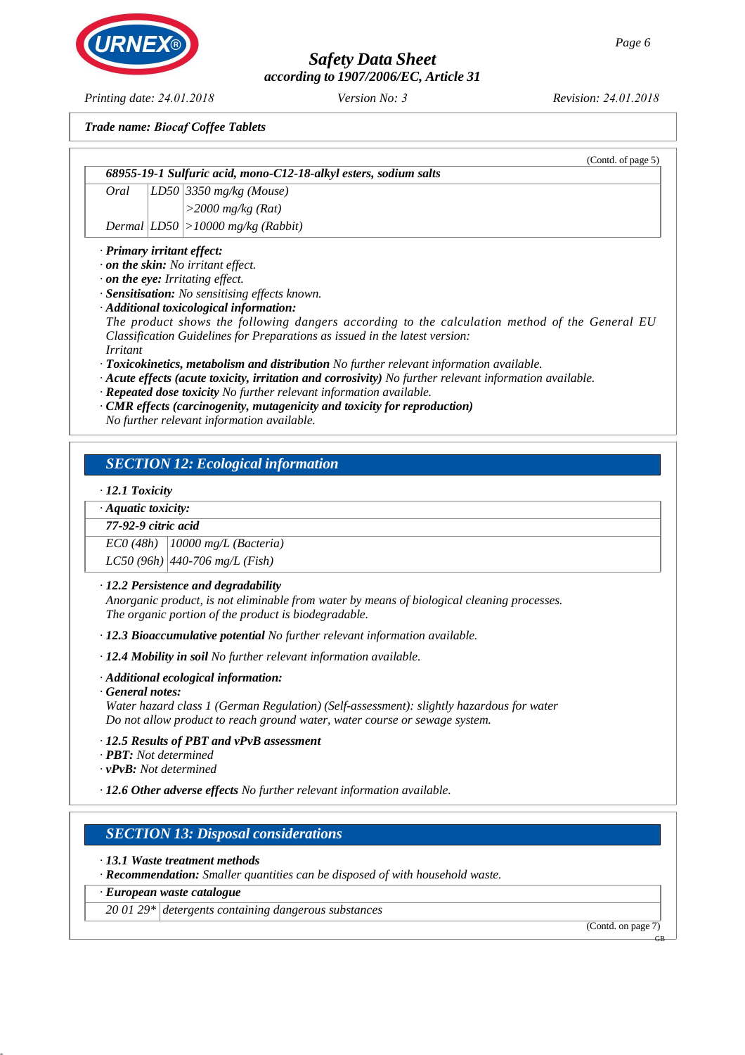**Trade name: Biocaf Coffee Tablets**

(Contd. of page 5)

| 68955-19-1 Sulfuric acid, mono-C12-18-alkyl esters, sodium salts | | |
|---|---|---|
| Oral | LD50 | 3350 mg/kg (Mouse) |
| | | >2000 mg/kg (Rat) |
| Dermal | LD50 | >10000 mg/kg (Rabbit) |

· **Primary irritant effect:**
· **on the skin:** No irritant effect.
· **on the eye:** Irritating effect.
· **Sensitisation:** No sensitising effects known.
· **Additional toxicological information:**
The product shows the following dangers according to the calculation method of the General EU Classification Guidelines for Preparations as issued in the latest version:
Irritant
· **Toxicokinetics, metabolism and distribution** No further relevant information available.
· **Acute effects (acute toxicity, irritation and corrosivity)** No further relevant information available.
· **Repeated dose toxicity** No further relevant information available.
· **CMR effects (carcinogenity, mutagenicity and toxicity for reproduction)**
No further relevant information available.

## SECTION 12: Ecological information

· **12.1 Toxicity**

| · Aquatic toxicity: | |
|---|---|
| **77-92-9 citric acid** | |
| EC0 (48h) | 10000 mg/L (Bacteria) |
| LC50 (96h) | 440-706 mg/L (Fish) |

· **12.2 Persistence and degradability**
Anorganic product, is not eliminable from water by means of biological cleaning processes.
The organic portion of the product is biodegradable.

· **12.3 Bioaccumulative potential** No further relevant information available.

· **12.4 Mobility in soil** No further relevant information available.

· **Additional ecological information:**
· **General notes:**
Water hazard class 1 (German Regulation) (Self-assessment): slightly hazardous for water
Do not allow product to reach ground water, water course or sewage system.

· **12.5 Results of PBT and vPvB assessment**
· **PBT:** Not determined
· **vPvB:** Not determined

· **12.6 Other adverse effects** No further relevant information available.

## SECTION 13: Disposal considerations

· **13.1 Waste treatment methods**
· **Recommendation:** Smaller quantities can be disposed of with household waste.

| · European waste catalogue | |
|---|---|
| 20 01 29* | detergents containing dangerous substances |

(Contd. on page 7)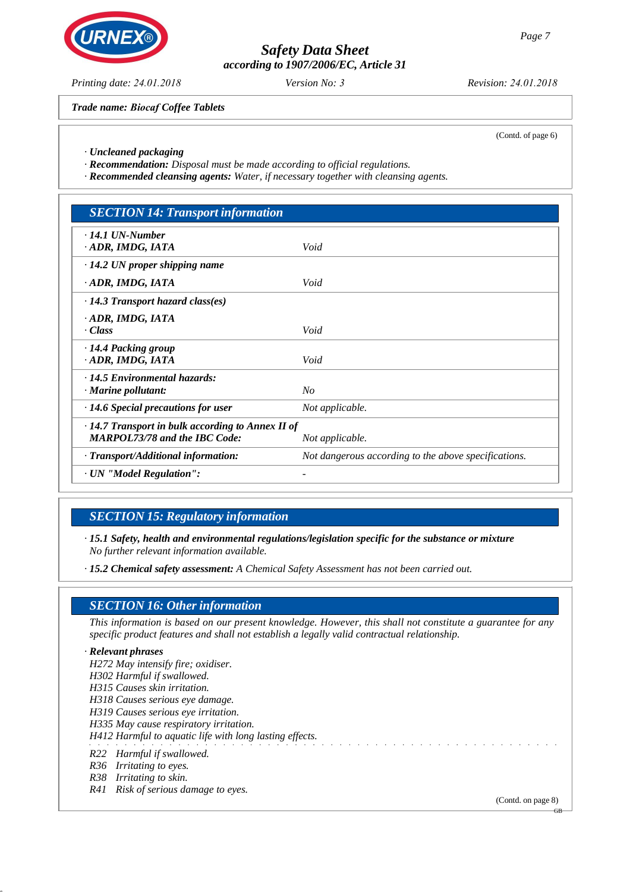*Trade name: Biocaf Coffee Tablets*

(Contd. of page 6)

· ***Uncleaned packaging***
· ***Recommendation:*** *Disposal must be made according to official regulations.*
· ***Recommended cleansing agents:*** *Water, if necessary together with cleansing agents.*

## SECTION 14: Transport information

| | |
|---|---|
| · **14.1 UN-Number** · **ADR, IMDG, IATA** | *Void* |
| · **14.2 UN proper shipping name** · **ADR, IMDG, IATA** | *Void* |
| · **14.3 Transport hazard class(es)** · **ADR, IMDG, IATA** · **Class** | *Void* |
| · **14.4 Packing group** · **ADR, IMDG, IATA** | *Void* |
| · **14.5 Environmental hazards:** · **Marine pollutant:** | *No* |
| · **14.6 Special precautions for user** | *Not applicable.* |
| · **14.7 Transport in bulk according to Annex II of MARPOL73/78 and the IBC Code:** | *Not applicable.* |
| · **Transport/Additional information:** | *Not dangerous according to the above specifications.* |
| · **UN "Model Regulation":** | - |

## SECTION 15: Regulatory information

· ***15.1 Safety, health and environmental regulations/legislation specific for the substance or mixture***
*No further relevant information available.*

· ***15.2 Chemical safety assessment:*** *A Chemical Safety Assessment has not been carried out.*

## SECTION 16: Other information

*This information is based on our present knowledge. However, this shall not constitute a guarantee for any specific product features and shall not establish a legally valid contractual relationship.*

· ***Relevant phrases***
*H272 May intensify fire; oxidiser.*
*H302 Harmful if swallowed.*
*H315 Causes skin irritation.*
*H318 Causes serious eye damage.*
*H319 Causes serious eye irritation.*
*H335 May cause respiratory irritation.*
*H412 Harmful to aquatic life with long lasting effects.*

*R22 Harmful if swallowed.*
*R36 Irritating to eyes.*
*R38 Irritating to skin.*
*R41 Risk of serious damage to eyes.*

(Contd. on page 8)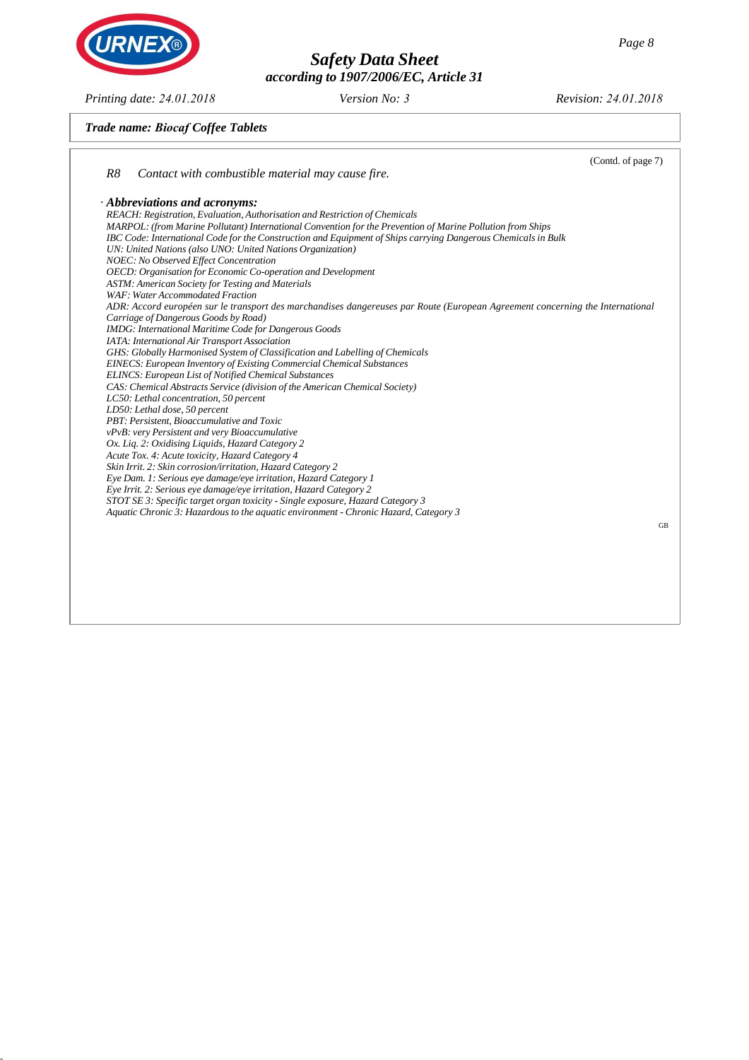*Trade name: Biocaf Coffee Tablets*

(Contd. of page 7)

*R8 Contact with combustible material may cause fire.*

· ***Abbreviations and acronyms:***

*REACH: Registration, Evaluation, Authorisation and Restriction of Chemicals*
*MARPOL: (from Marine Pollutant) International Convention for the Prevention of Marine Pollution from Ships*
*IBC Code: International Code for the Construction and Equipment of Ships carrying Dangerous Chemicals in Bulk*
*UN: United Nations (also UNO: United Nations Organization)*
*NOEC: No Observed Effect Concentration*
*OECD: Organisation for Economic Co-operation and Development*
*ASTM: American Society for Testing and Materials*
*WAF: Water Accommodated Fraction*
*ADR: Accord européen sur le transport des marchandises dangereuses par Route (European Agreement concerning the International Carriage of Dangerous Goods by Road)*
*IMDG: International Maritime Code for Dangerous Goods*
*IATA: International Air Transport Association*
*GHS: Globally Harmonised System of Classification and Labelling of Chemicals*
*EINECS: European Inventory of Existing Commercial Chemical Substances*
*ELINCS: European List of Notified Chemical Substances*
*CAS: Chemical Abstracts Service (division of the American Chemical Society)*
*LC50: Lethal concentration, 50 percent*
*LD50: Lethal dose, 50 percent*
*PBT: Persistent, Bioaccumulative and Toxic*
*vPvB: very Persistent and very Bioaccumulative*
*Ox. Liq. 2: Oxidising Liquids, Hazard Category 2*
*Acute Tox. 4: Acute toxicity, Hazard Category 4*
*Skin Irrit. 2: Skin corrosion/irritation, Hazard Category 2*
*Eye Dam. 1: Serious eye damage/eye irritation, Hazard Category 1*
*Eye Irrit. 2: Serious eye damage/eye irritation, Hazard Category 2*
*STOT SE 3: Specific target organ toxicity - Single exposure, Hazard Category 3*
*Aquatic Chronic 3: Hazardous to the aquatic environment - Chronic Hazard, Category 3*

GB